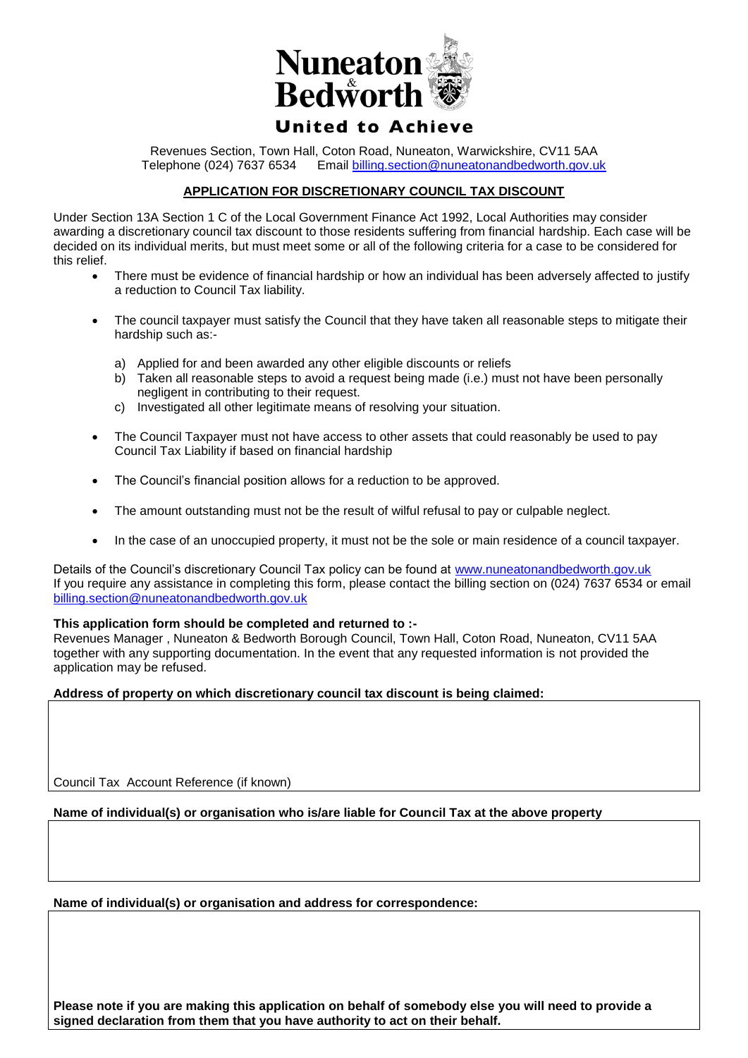# Nuneaton & Bedworth

**United to Achieve**

Revenues Section, Town Hall, Coton Road, Nuneaton, Warwickshire, CV11 5AA
Telephone (024) 7637 6534    Email billing.section@nuneatonandbedworth.gov.uk

## APPLICATION FOR DISCRETIONARY COUNCIL TAX DISCOUNT

Under Section 13A Section 1 C of the Local Government Finance Act 1992, Local Authorities may consider awarding a discretionary council tax discount to those residents suffering from financial hardship. Each case will be decided on its individual merits, but must meet some or all of the following criteria for a case to be considered for this relief.

- There must be evidence of financial hardship or how an individual has been adversely affected to justify a reduction to Council Tax liability.
- The council taxpayer must satisfy the Council that they have taken all reasonable steps to mitigate their hardship such as:-
  a) Applied for and been awarded any other eligible discounts or reliefs
  b) Taken all reasonable steps to avoid a request being made (i.e.) must not have been personally negligent in contributing to their request.
  c) Investigated all other legitimate means of resolving your situation.
- The Council Taxpayer must not have access to other assets that could reasonably be used to pay Council Tax Liability if based on financial hardship
- The Council's financial position allows for a reduction to be approved.
- The amount outstanding must not be the result of wilful refusal to pay or culpable neglect.
- In the case of an unoccupied property, it must not be the sole or main residence of a council taxpayer.

Details of the Council's discretionary Council Tax policy can be found at www.nuneatonandbedworth.gov.uk
If you require any assistance in completing this form, please contact the billing section on (024) 7637 6534 or email billing.section@nuneatonandbedworth.gov.uk

**This application form should be completed and returned to :-**
Revenues Manager , Nuneaton & Bedworth Borough Council, Town Hall, Coton Road, Nuneaton, CV11 5AA together with any supporting documentation. In the event that any requested information is not provided the application may be refused.

**Address of property on which discretionary council tax discount is being claimed:**

Council Tax Account Reference (if known)

**Name of individual(s) or organisation who is/are liable for Council Tax at the above property**

**Name of individual(s) or organisation and address for correspondence:**

**Please note if you are making this application on behalf of somebody else you will need to provide a signed declaration from them that you have authority to act on their behalf.**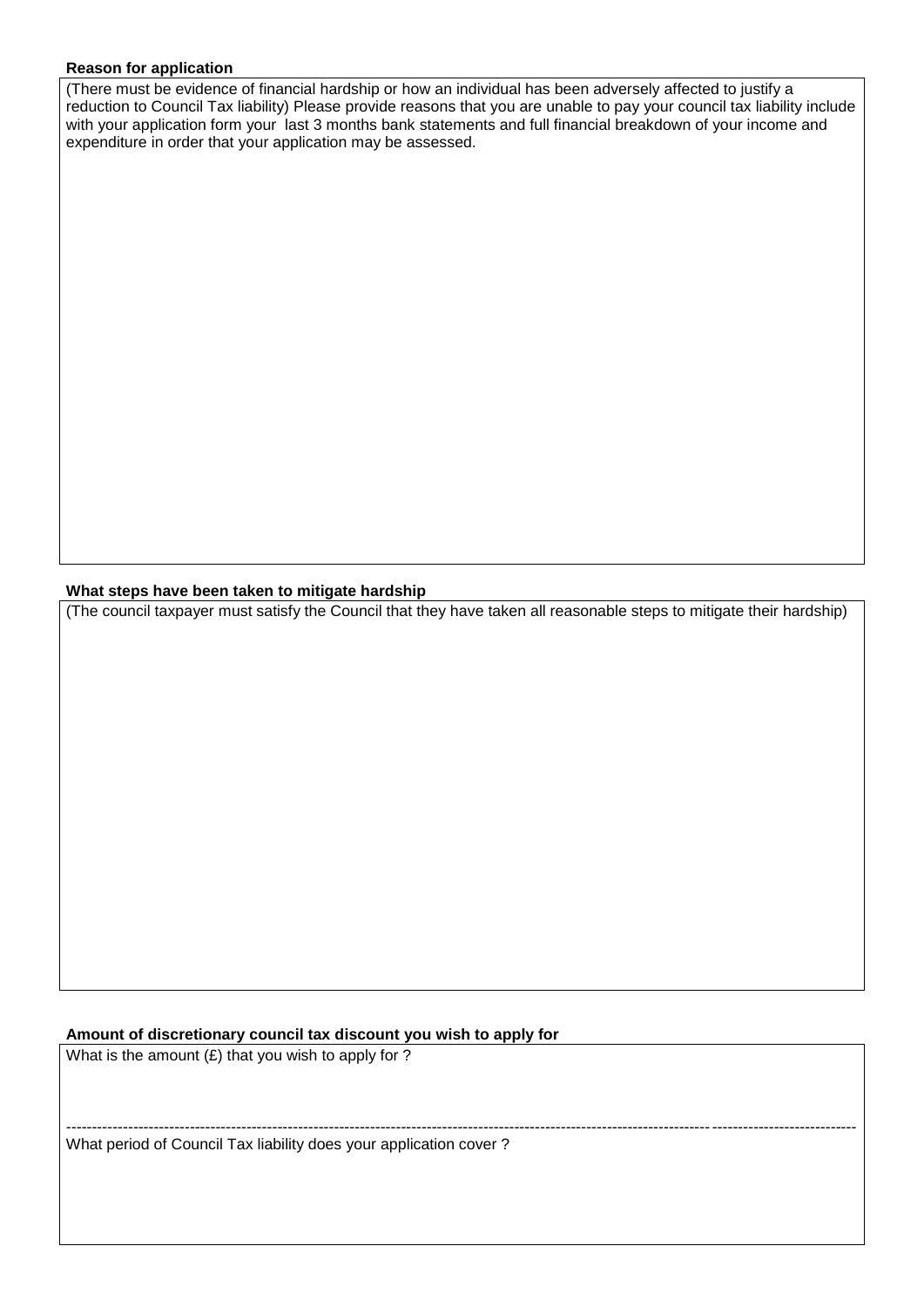**Reason for application**

(There must be evidence of financial hardship or how an individual has been adversely affected to justify a reduction to Council Tax liability) Please provide reasons that you are unable to pay your council tax liability include with your application form your last 3 months bank statements and full financial breakdown of your income and expenditure in order that your application may be assessed.

**What steps have been taken to mitigate hardship**

(The council taxpayer must satisfy the Council that they have taken all reasonable steps to mitigate their hardship)

**Amount of discretionary council tax discount you wish to apply for**

What is the amount (£) that you wish to apply for ?

---

What period of Council Tax liability does your application cover ?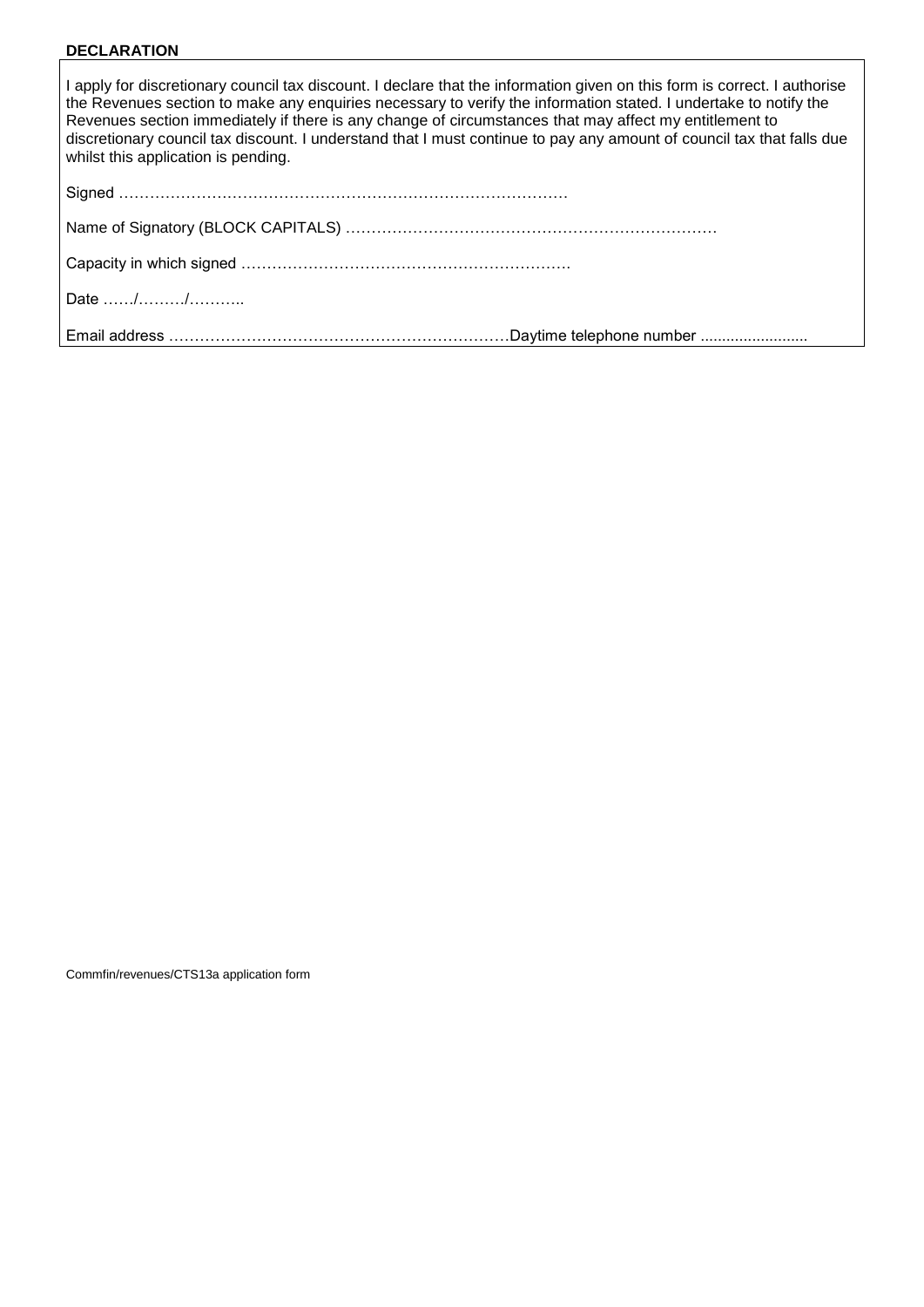**DECLARATION**

I apply for discretionary council tax discount. I declare that the information given on this form is correct. I authorise the Revenues section to make any enquiries necessary to verify the information stated. I undertake to notify the Revenues section immediately if there is any change of circumstances that may affect my entitlement to discretionary council tax discount. I understand that I must continue to pay any amount of council tax that falls due whilst this application is pending.

Signed …………………………………………………………………………

Name of Signatory (BLOCK CAPITALS) ………………………………………………………………

Capacity in which signed ……………………………………………………….

Date ……/………/………..

Email address …………………………………………………………Daytime telephone number .........................

Commfin/revenues/CTS13a application form